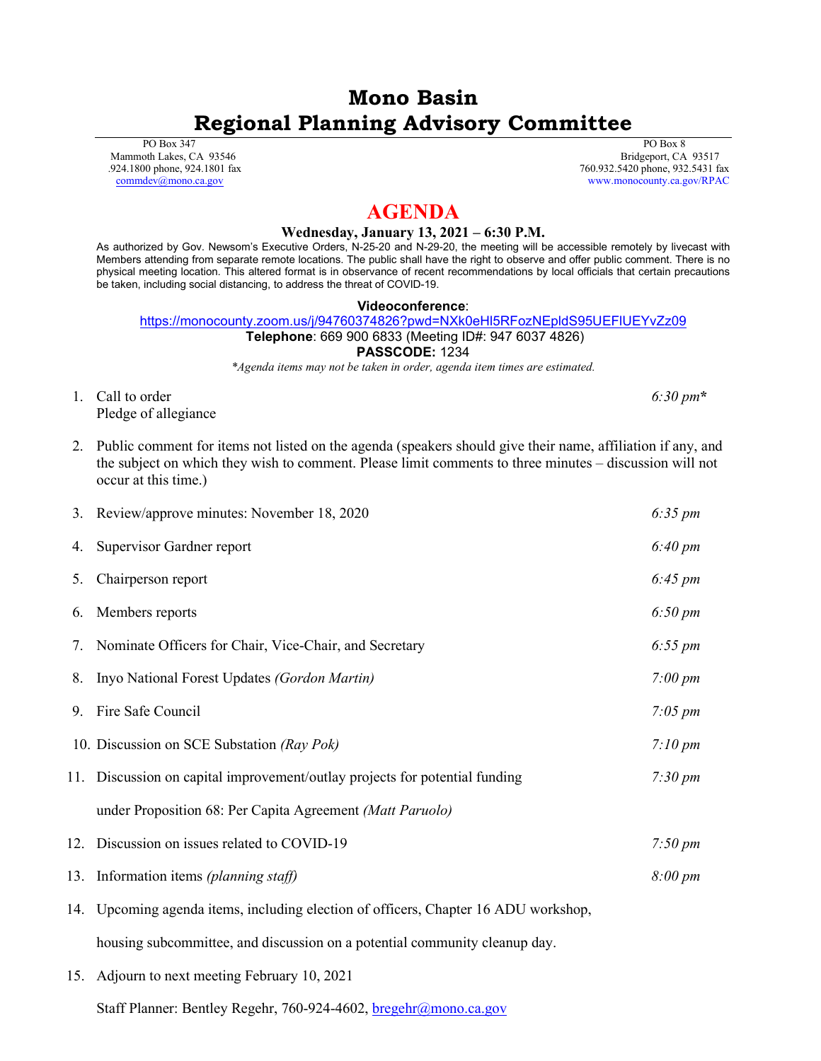# Mono Basin
# Regional Planning Advisory Committee

PO Box 347
Mammoth Lakes, CA 93546
.924.1800 phone, 924.1801 fax
commdev@mono.ca.gov

PO Box 8
Bridgeport, CA 93517
760.932.5420 phone, 932.5431 fax
www.monocounty.ca.gov/RPAC

## AGENDA

**Wednesday, January 13, 2021 – 6:30 P.M.**

As authorized by Gov. Newsom's Executive Orders, N-25-20 and N-29-20, the meeting will be accessible remotely by livecast with Members attending from separate remote locations. The public shall have the right to observe and offer public comment. There is no physical meeting location. This altered format is in observance of recent recommendations by local officials that certain precautions be taken, including social distancing, to address the threat of COVID-19.

**Videoconference**:
https://monocounty.zoom.us/j/94760374826?pwd=NXk0eHl5RFozNEpldS95UEFlUEYvZz09
**Telephone**: 669 900 6833 (Meeting ID#: 947 6037 4826)
**PASSCODE:** 1234

*\*Agenda items may not be taken in order, agenda item times are estimated.*

1. Call to order — *6:30 pm\**
   Pledge of allegiance
2. Public comment for items not listed on the agenda (speakers should give their name, affiliation if any, and the subject on which they wish to comment. Please limit comments to three minutes – discussion will not occur at this time.)
3. Review/approve minutes: November 18, 2020 — *6:35 pm*
4. Supervisor Gardner report — *6:40 pm*
5. Chairperson report — *6:45 pm*
6. Members reports — *6:50 pm*
7. Nominate Officers for Chair, Vice-Chair, and Secretary — *6:55 pm*
8. Inyo National Forest Updates *(Gordon Martin)* — *7:00 pm*
9. Fire Safe Council — *7:05 pm*
10. Discussion on SCE Substation *(Ray Pok)* — *7:10 pm*
11. Discussion on capital improvement/outlay projects for potential funding under Proposition 68: Per Capita Agreement *(Matt Paruolo)* — *7:30 pm*
12. Discussion on issues related to COVID-19 — *7:50 pm*
13. Information items *(planning staff)* — *8:00 pm*
14. Upcoming agenda items, including election of officers, Chapter 16 ADU workshop, housing subcommittee, and discussion on a potential community cleanup day.
15. Adjourn to next meeting February 10, 2021

Staff Planner: Bentley Regehr, 760-924-4602, bregehr@mono.ca.gov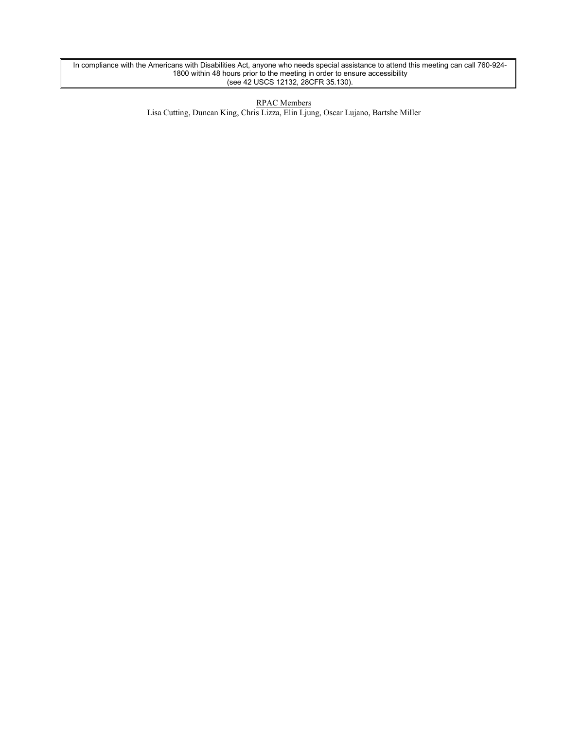In compliance with the Americans with Disabilities Act, anyone who needs special assistance to attend this meeting can call 760-924-1800 within 48 hours prior to the meeting in order to ensure accessibility (see 42 USCS 12132, 28CFR 35.130).

RPAC Members

Lisa Cutting, Duncan King, Chris Lizza, Elin Ljung, Oscar Lujano, Bartshe Miller